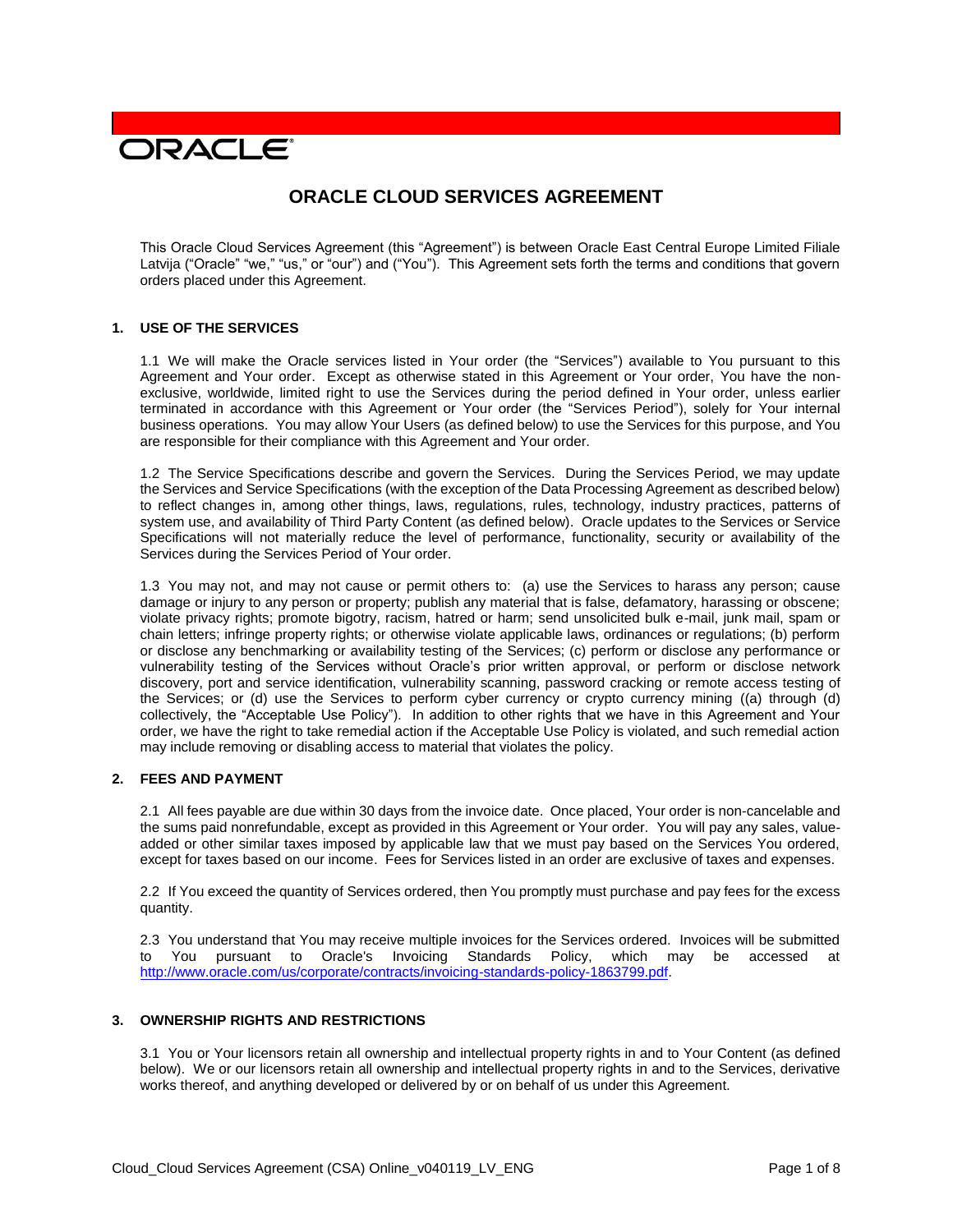ORACLE

# ORACLE CLOUD SERVICES AGREEMENT

This Oracle Cloud Services Agreement (this "Agreement") is between Oracle East Central Europe Limited Filiale Latvija ("Oracle" "we," "us," or "our") and ("You"). This Agreement sets forth the terms and conditions that govern orders placed under this Agreement.

## 1. USE OF THE SERVICES

1.1 We will make the Oracle services listed in Your order (the "Services") available to You pursuant to this Agreement and Your order. Except as otherwise stated in this Agreement or Your order, You have the non-exclusive, worldwide, limited right to use the Services during the period defined in Your order, unless earlier terminated in accordance with this Agreement or Your order (the "Services Period"), solely for Your internal business operations. You may allow Your Users (as defined below) to use the Services for this purpose, and You are responsible for their compliance with this Agreement and Your order.

1.2 The Service Specifications describe and govern the Services. During the Services Period, we may update the Services and Service Specifications (with the exception of the Data Processing Agreement as described below) to reflect changes in, among other things, laws, regulations, rules, technology, industry practices, patterns of system use, and availability of Third Party Content (as defined below). Oracle updates to the Services or Service Specifications will not materially reduce the level of performance, functionality, security or availability of the Services during the Services Period of Your order.

1.3 You may not, and may not cause or permit others to: (a) use the Services to harass any person; cause damage or injury to any person or property; publish any material that is false, defamatory, harassing or obscene; violate privacy rights; promote bigotry, racism, hatred or harm; send unsolicited bulk e-mail, junk mail, spam or chain letters; infringe property rights; or otherwise violate applicable laws, ordinances or regulations; (b) perform or disclose any benchmarking or availability testing of the Services; (c) perform or disclose any performance or vulnerability testing of the Services without Oracle's prior written approval, or perform or disclose network discovery, port and service identification, vulnerability scanning, password cracking or remote access testing of the Services; or (d) use the Services to perform cyber currency or crypto currency mining ((a) through (d) collectively, the "Acceptable Use Policy"). In addition to other rights that we have in this Agreement and Your order, we have the right to take remedial action if the Acceptable Use Policy is violated, and such remedial action may include removing or disabling access to material that violates the policy.

## 2. FEES AND PAYMENT

2.1 All fees payable are due within 30 days from the invoice date. Once placed, Your order is non-cancelable and the sums paid nonrefundable, except as provided in this Agreement or Your order. You will pay any sales, value-added or other similar taxes imposed by applicable law that we must pay based on the Services You ordered, except for taxes based on our income. Fees for Services listed in an order are exclusive of taxes and expenses.

2.2 If You exceed the quantity of Services ordered, then You promptly must purchase and pay fees for the excess quantity.

2.3 You understand that You may receive multiple invoices for the Services ordered. Invoices will be submitted to You pursuant to Oracle's Invoicing Standards Policy, which may be accessed at http://www.oracle.com/us/corporate/contracts/invoicing-standards-policy-1863799.pdf.

## 3. OWNERSHIP RIGHTS AND RESTRICTIONS

3.1 You or Your licensors retain all ownership and intellectual property rights in and to Your Content (as defined below). We or our licensors retain all ownership and intellectual property rights in and to the Services, derivative works thereof, and anything developed or delivered by or on behalf of us under this Agreement.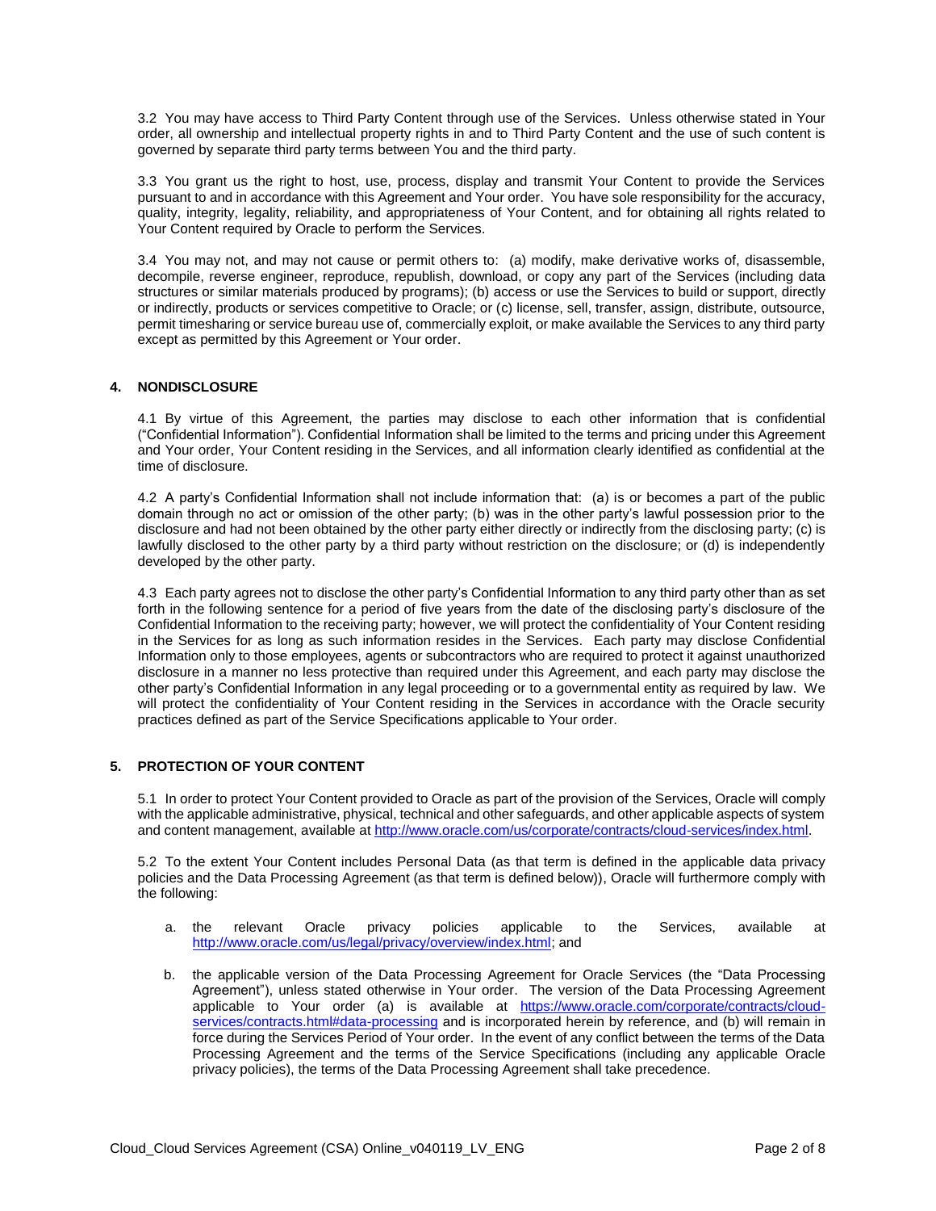3.2 You may have access to Third Party Content through use of the Services. Unless otherwise stated in Your order, all ownership and intellectual property rights in and to Third Party Content and the use of such content is governed by separate third party terms between You and the third party.

3.3 You grant us the right to host, use, process, display and transmit Your Content to provide the Services pursuant to and in accordance with this Agreement and Your order. You have sole responsibility for the accuracy, quality, integrity, legality, reliability, and appropriateness of Your Content, and for obtaining all rights related to Your Content required by Oracle to perform the Services.

3.4 You may not, and may not cause or permit others to: (a) modify, make derivative works of, disassemble, decompile, reverse engineer, reproduce, republish, download, or copy any part of the Services (including data structures or similar materials produced by programs); (b) access or use the Services to build or support, directly or indirectly, products or services competitive to Oracle; or (c) license, sell, transfer, assign, distribute, outsource, permit timesharing or service bureau use of, commercially exploit, or make available the Services to any third party except as permitted by this Agreement or Your order.

## 4. NONDISCLOSURE

4.1 By virtue of this Agreement, the parties may disclose to each other information that is confidential ("Confidential Information"). Confidential Information shall be limited to the terms and pricing under this Agreement and Your order, Your Content residing in the Services, and all information clearly identified as confidential at the time of disclosure.

4.2 A party's Confidential Information shall not include information that: (a) is or becomes a part of the public domain through no act or omission of the other party; (b) was in the other party's lawful possession prior to the disclosure and had not been obtained by the other party either directly or indirectly from the disclosing party; (c) is lawfully disclosed to the other party by a third party without restriction on the disclosure; or (d) is independently developed by the other party.

4.3 Each party agrees not to disclose the other party's Confidential Information to any third party other than as set forth in the following sentence for a period of five years from the date of the disclosing party's disclosure of the Confidential Information to the receiving party; however, we will protect the confidentiality of Your Content residing in the Services for as long as such information resides in the Services. Each party may disclose Confidential Information only to those employees, agents or subcontractors who are required to protect it against unauthorized disclosure in a manner no less protective than required under this Agreement, and each party may disclose the other party's Confidential Information in any legal proceeding or to a governmental entity as required by law. We will protect the confidentiality of Your Content residing in the Services in accordance with the Oracle security practices defined as part of the Service Specifications applicable to Your order.

## 5. PROTECTION OF YOUR CONTENT

5.1 In order to protect Your Content provided to Oracle as part of the provision of the Services, Oracle will comply with the applicable administrative, physical, technical and other safeguards, and other applicable aspects of system and content management, available at http://www.oracle.com/us/corporate/contracts/cloud-services/index.html.

5.2 To the extent Your Content includes Personal Data (as that term is defined in the applicable data privacy policies and the Data Processing Agreement (as that term is defined below)), Oracle will furthermore comply with the following:

a. the relevant Oracle privacy policies applicable to the Services, available at http://www.oracle.com/us/legal/privacy/overview/index.html; and

b. the applicable version of the Data Processing Agreement for Oracle Services (the "Data Processing Agreement"), unless stated otherwise in Your order. The version of the Data Processing Agreement applicable to Your order (a) is available at https://www.oracle.com/corporate/contracts/cloud-services/contracts.html#data-processing and is incorporated herein by reference, and (b) will remain in force during the Services Period of Your order. In the event of any conflict between the terms of the Data Processing Agreement and the terms of the Service Specifications (including any applicable Oracle privacy policies), the terms of the Data Processing Agreement shall take precedence.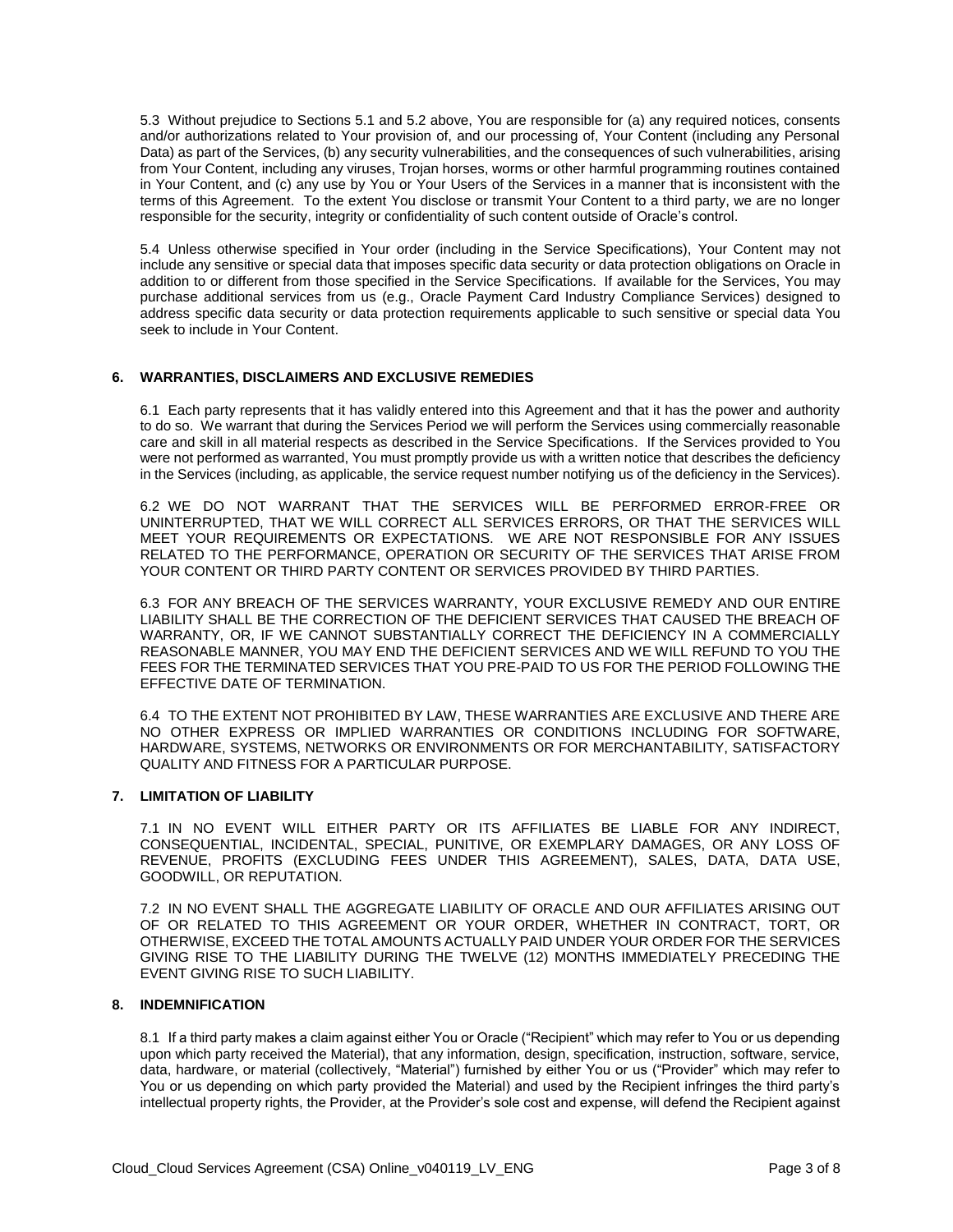5.3 Without prejudice to Sections 5.1 and 5.2 above, You are responsible for (a) any required notices, consents and/or authorizations related to Your provision of, and our processing of, Your Content (including any Personal Data) as part of the Services, (b) any security vulnerabilities, and the consequences of such vulnerabilities, arising from Your Content, including any viruses, Trojan horses, worms or other harmful programming routines contained in Your Content, and (c) any use by You or Your Users of the Services in a manner that is inconsistent with the terms of this Agreement. To the extent You disclose or transmit Your Content to a third party, we are no longer responsible for the security, integrity or confidentiality of such content outside of Oracle's control.

5.4 Unless otherwise specified in Your order (including in the Service Specifications), Your Content may not include any sensitive or special data that imposes specific data security or data protection obligations on Oracle in addition to or different from those specified in the Service Specifications. If available for the Services, You may purchase additional services from us (e.g., Oracle Payment Card Industry Compliance Services) designed to address specific data security or data protection requirements applicable to such sensitive or special data You seek to include in Your Content.

## 6. WARRANTIES, DISCLAIMERS AND EXCLUSIVE REMEDIES

6.1 Each party represents that it has validly entered into this Agreement and that it has the power and authority to do so. We warrant that during the Services Period we will perform the Services using commercially reasonable care and skill in all material respects as described in the Service Specifications. If the Services provided to You were not performed as warranted, You must promptly provide us with a written notice that describes the deficiency in the Services (including, as applicable, the service request number notifying us of the deficiency in the Services).

6.2 WE DO NOT WARRANT THAT THE SERVICES WILL BE PERFORMED ERROR-FREE OR UNINTERRUPTED, THAT WE WILL CORRECT ALL SERVICES ERRORS, OR THAT THE SERVICES WILL MEET YOUR REQUIREMENTS OR EXPECTATIONS. WE ARE NOT RESPONSIBLE FOR ANY ISSUES RELATED TO THE PERFORMANCE, OPERATION OR SECURITY OF THE SERVICES THAT ARISE FROM YOUR CONTENT OR THIRD PARTY CONTENT OR SERVICES PROVIDED BY THIRD PARTIES.

6.3 FOR ANY BREACH OF THE SERVICES WARRANTY, YOUR EXCLUSIVE REMEDY AND OUR ENTIRE LIABILITY SHALL BE THE CORRECTION OF THE DEFICIENT SERVICES THAT CAUSED THE BREACH OF WARRANTY, OR, IF WE CANNOT SUBSTANTIALLY CORRECT THE DEFICIENCY IN A COMMERCIALLY REASONABLE MANNER, YOU MAY END THE DEFICIENT SERVICES AND WE WILL REFUND TO YOU THE FEES FOR THE TERMINATED SERVICES THAT YOU PRE-PAID TO US FOR THE PERIOD FOLLOWING THE EFFECTIVE DATE OF TERMINATION.

6.4 TO THE EXTENT NOT PROHIBITED BY LAW, THESE WARRANTIES ARE EXCLUSIVE AND THERE ARE NO OTHER EXPRESS OR IMPLIED WARRANTIES OR CONDITIONS INCLUDING FOR SOFTWARE, HARDWARE, SYSTEMS, NETWORKS OR ENVIRONMENTS OR FOR MERCHANTABILITY, SATISFACTORY QUALITY AND FITNESS FOR A PARTICULAR PURPOSE.

## 7. LIMITATION OF LIABILITY

7.1 IN NO EVENT WILL EITHER PARTY OR ITS AFFILIATES BE LIABLE FOR ANY INDIRECT, CONSEQUENTIAL, INCIDENTAL, SPECIAL, PUNITIVE, OR EXEMPLARY DAMAGES, OR ANY LOSS OF REVENUE, PROFITS (EXCLUDING FEES UNDER THIS AGREEMENT), SALES, DATA, DATA USE, GOODWILL, OR REPUTATION.

7.2 IN NO EVENT SHALL THE AGGREGATE LIABILITY OF ORACLE AND OUR AFFILIATES ARISING OUT OF OR RELATED TO THIS AGREEMENT OR YOUR ORDER, WHETHER IN CONTRACT, TORT, OR OTHERWISE, EXCEED THE TOTAL AMOUNTS ACTUALLY PAID UNDER YOUR ORDER FOR THE SERVICES GIVING RISE TO THE LIABILITY DURING THE TWELVE (12) MONTHS IMMEDIATELY PRECEDING THE EVENT GIVING RISE TO SUCH LIABILITY.

## 8. INDEMNIFICATION

8.1 If a third party makes a claim against either You or Oracle ("Recipient" which may refer to You or us depending upon which party received the Material), that any information, design, specification, instruction, software, service, data, hardware, or material (collectively, "Material") furnished by either You or us ("Provider" which may refer to You or us depending on which party provided the Material) and used by the Recipient infringes the third party's intellectual property rights, the Provider, at the Provider's sole cost and expense, will defend the Recipient against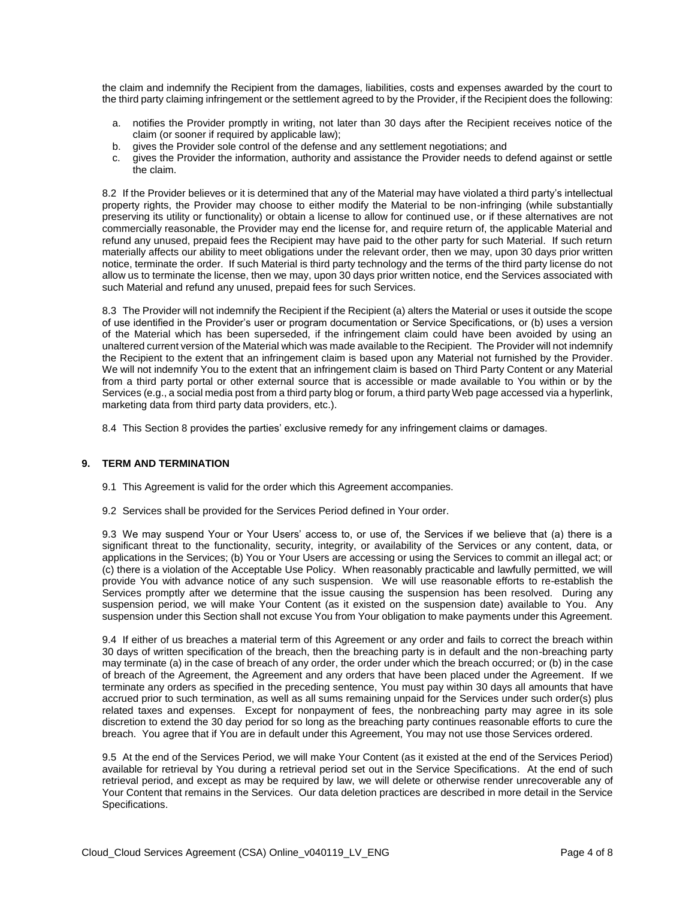the claim and indemnify the Recipient from the damages, liabilities, costs and expenses awarded by the court to the third party claiming infringement or the settlement agreed to by the Provider, if the Recipient does the following:

a. notifies the Provider promptly in writing, not later than 30 days after the Recipient receives notice of the claim (or sooner if required by applicable law);
b. gives the Provider sole control of the defense and any settlement negotiations; and
c. gives the Provider the information, authority and assistance the Provider needs to defend against or settle the claim.

8.2 If the Provider believes or it is determined that any of the Material may have violated a third party's intellectual property rights, the Provider may choose to either modify the Material to be non-infringing (while substantially preserving its utility or functionality) or obtain a license to allow for continued use, or if these alternatives are not commercially reasonable, the Provider may end the license for, and require return of, the applicable Material and refund any unused, prepaid fees the Recipient may have paid to the other party for such Material. If such return materially affects our ability to meet obligations under the relevant order, then we may, upon 30 days prior written notice, terminate the order. If such Material is third party technology and the terms of the third party license do not allow us to terminate the license, then we may, upon 30 days prior written notice, end the Services associated with such Material and refund any unused, prepaid fees for such Services.

8.3 The Provider will not indemnify the Recipient if the Recipient (a) alters the Material or uses it outside the scope of use identified in the Provider's user or program documentation or Service Specifications, or (b) uses a version of the Material which has been superseded, if the infringement claim could have been avoided by using an unaltered current version of the Material which was made available to the Recipient. The Provider will not indemnify the Recipient to the extent that an infringement claim is based upon any Material not furnished by the Provider. We will not indemnify You to the extent that an infringement claim is based on Third Party Content or any Material from a third party portal or other external source that is accessible or made available to You within or by the Services (e.g., a social media post from a third party blog or forum, a third party Web page accessed via a hyperlink, marketing data from third party data providers, etc.).

8.4 This Section 8 provides the parties' exclusive remedy for any infringement claims or damages.

## 9. TERM AND TERMINATION

9.1 This Agreement is valid for the order which this Agreement accompanies.

9.2 Services shall be provided for the Services Period defined in Your order.

9.3 We may suspend Your or Your Users' access to, or use of, the Services if we believe that (a) there is a significant threat to the functionality, security, integrity, or availability of the Services or any content, data, or applications in the Services; (b) You or Your Users are accessing or using the Services to commit an illegal act; or (c) there is a violation of the Acceptable Use Policy. When reasonably practicable and lawfully permitted, we will provide You with advance notice of any such suspension. We will use reasonable efforts to re-establish the Services promptly after we determine that the issue causing the suspension has been resolved. During any suspension period, we will make Your Content (as it existed on the suspension date) available to You. Any suspension under this Section shall not excuse You from Your obligation to make payments under this Agreement.

9.4 If either of us breaches a material term of this Agreement or any order and fails to correct the breach within 30 days of written specification of the breach, then the breaching party is in default and the non-breaching party may terminate (a) in the case of breach of any order, the order under which the breach occurred; or (b) in the case of breach of the Agreement, the Agreement and any orders that have been placed under the Agreement. If we terminate any orders as specified in the preceding sentence, You must pay within 30 days all amounts that have accrued prior to such termination, as well as all sums remaining unpaid for the Services under such order(s) plus related taxes and expenses. Except for nonpayment of fees, the nonbreaching party may agree in its sole discretion to extend the 30 day period for so long as the breaching party continues reasonable efforts to cure the breach. You agree that if You are in default under this Agreement, You may not use those Services ordered.

9.5 At the end of the Services Period, we will make Your Content (as it existed at the end of the Services Period) available for retrieval by You during a retrieval period set out in the Service Specifications. At the end of such retrieval period, and except as may be required by law, we will delete or otherwise render unrecoverable any of Your Content that remains in the Services. Our data deletion practices are described in more detail in the Service Specifications.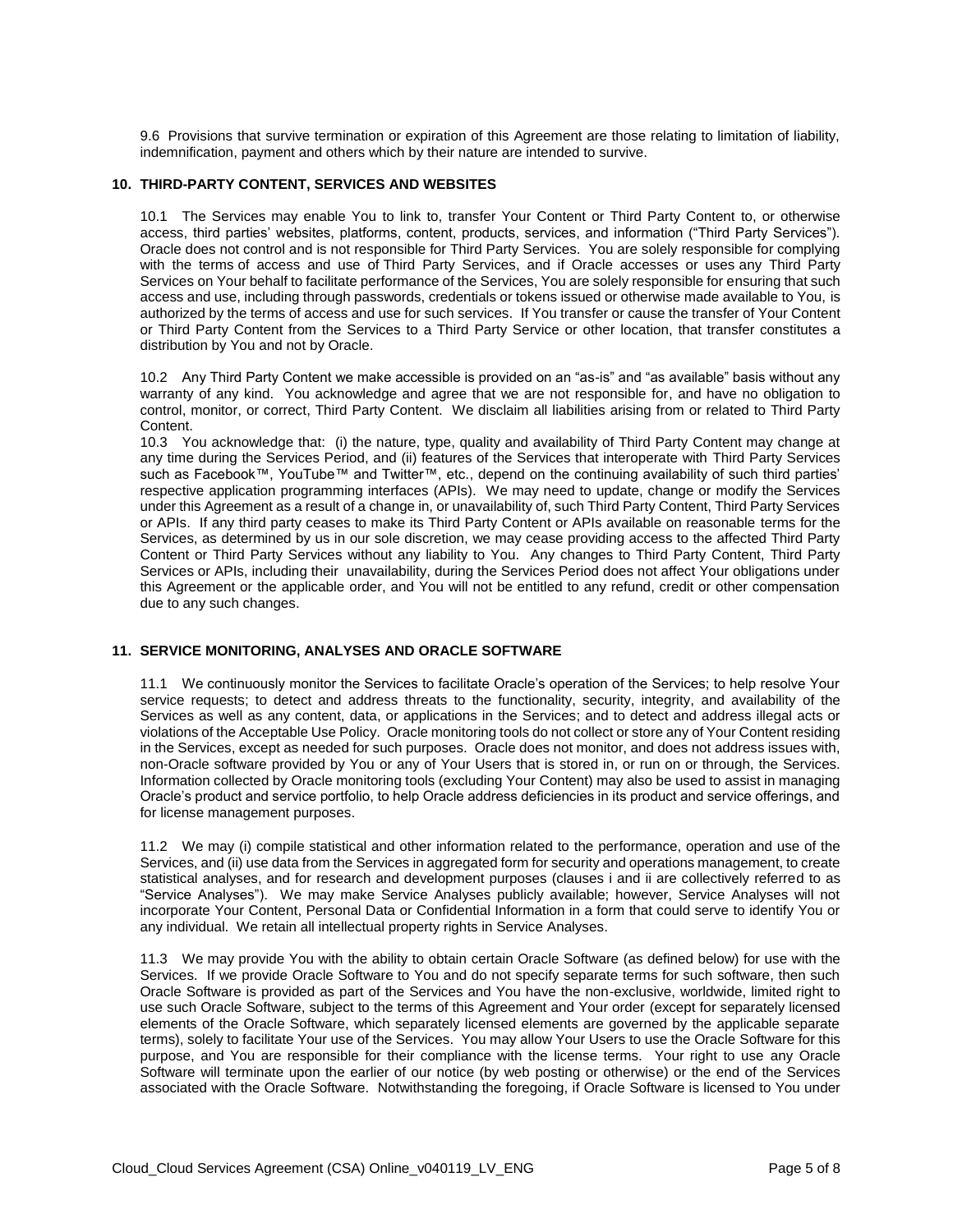9.6 Provisions that survive termination or expiration of this Agreement are those relating to limitation of liability, indemnification, payment and others which by their nature are intended to survive.

## 10. THIRD-PARTY CONTENT, SERVICES AND WEBSITES

10.1 The Services may enable You to link to, transfer Your Content or Third Party Content to, or otherwise access, third parties' websites, platforms, content, products, services, and information ("Third Party Services"). Oracle does not control and is not responsible for Third Party Services. You are solely responsible for complying with the terms of access and use of Third Party Services, and if Oracle accesses or uses any Third Party Services on Your behalf to facilitate performance of the Services, You are solely responsible for ensuring that such access and use, including through passwords, credentials or tokens issued or otherwise made available to You, is authorized by the terms of access and use for such services. If You transfer or cause the transfer of Your Content or Third Party Content from the Services to a Third Party Service or other location, that transfer constitutes a distribution by You and not by Oracle.

10.2 Any Third Party Content we make accessible is provided on an "as-is" and "as available" basis without any warranty of any kind. You acknowledge and agree that we are not responsible for, and have no obligation to control, monitor, or correct, Third Party Content. We disclaim all liabilities arising from or related to Third Party Content.

10.3 You acknowledge that: (i) the nature, type, quality and availability of Third Party Content may change at any time during the Services Period, and (ii) features of the Services that interoperate with Third Party Services such as Facebook™, YouTube™ and Twitter™, etc., depend on the continuing availability of such third parties' respective application programming interfaces (APIs). We may need to update, change or modify the Services under this Agreement as a result of a change in, or unavailability of, such Third Party Content, Third Party Services or APIs. If any third party ceases to make its Third Party Content or APIs available on reasonable terms for the Services, as determined by us in our sole discretion, we may cease providing access to the affected Third Party Content or Third Party Services without any liability to You. Any changes to Third Party Content, Third Party Services or APIs, including their unavailability, during the Services Period does not affect Your obligations under this Agreement or the applicable order, and You will not be entitled to any refund, credit or other compensation due to any such changes.

## 11. SERVICE MONITORING, ANALYSES AND ORACLE SOFTWARE

11.1 We continuously monitor the Services to facilitate Oracle's operation of the Services; to help resolve Your service requests; to detect and address threats to the functionality, security, integrity, and availability of the Services as well as any content, data, or applications in the Services; and to detect and address illegal acts or violations of the Acceptable Use Policy. Oracle monitoring tools do not collect or store any of Your Content residing in the Services, except as needed for such purposes. Oracle does not monitor, and does not address issues with, non-Oracle software provided by You or any of Your Users that is stored in, or run on or through, the Services. Information collected by Oracle monitoring tools (excluding Your Content) may also be used to assist in managing Oracle's product and service portfolio, to help Oracle address deficiencies in its product and service offerings, and for license management purposes.

11.2 We may (i) compile statistical and other information related to the performance, operation and use of the Services, and (ii) use data from the Services in aggregated form for security and operations management, to create statistical analyses, and for research and development purposes (clauses i and ii are collectively referred to as "Service Analyses"). We may make Service Analyses publicly available; however, Service Analyses will not incorporate Your Content, Personal Data or Confidential Information in a form that could serve to identify You or any individual. We retain all intellectual property rights in Service Analyses.

11.3 We may provide You with the ability to obtain certain Oracle Software (as defined below) for use with the Services. If we provide Oracle Software to You and do not specify separate terms for such software, then such Oracle Software is provided as part of the Services and You have the non-exclusive, worldwide, limited right to use such Oracle Software, subject to the terms of this Agreement and Your order (except for separately licensed elements of the Oracle Software, which separately licensed elements are governed by the applicable separate terms), solely to facilitate Your use of the Services. You may allow Your Users to use the Oracle Software for this purpose, and You are responsible for their compliance with the license terms. Your right to use any Oracle Software will terminate upon the earlier of our notice (by web posting or otherwise) or the end of the Services associated with the Oracle Software. Notwithstanding the foregoing, if Oracle Software is licensed to You under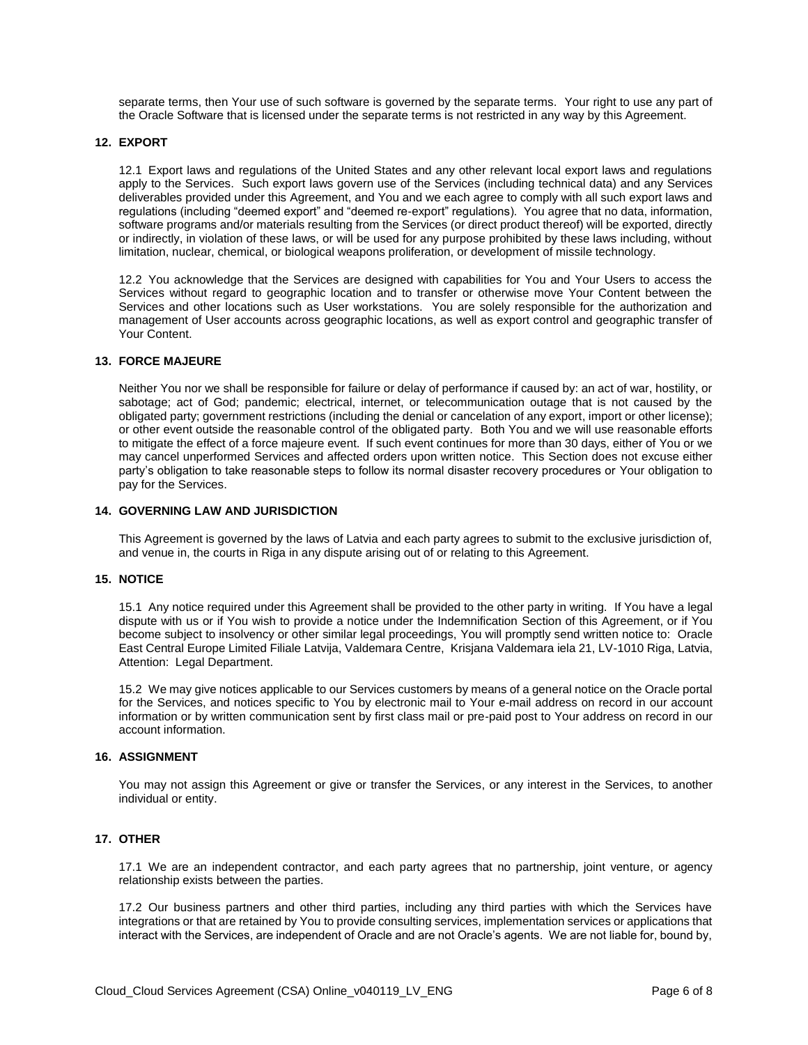separate terms, then Your use of such software is governed by the separate terms. Your right to use any part of the Oracle Software that is licensed under the separate terms is not restricted in any way by this Agreement.

## 12. EXPORT

12.1 Export laws and regulations of the United States and any other relevant local export laws and regulations apply to the Services. Such export laws govern use of the Services (including technical data) and any Services deliverables provided under this Agreement, and You and we each agree to comply with all such export laws and regulations (including "deemed export" and "deemed re-export" regulations). You agree that no data, information, software programs and/or materials resulting from the Services (or direct product thereof) will be exported, directly or indirectly, in violation of these laws, or will be used for any purpose prohibited by these laws including, without limitation, nuclear, chemical, or biological weapons proliferation, or development of missile technology.

12.2 You acknowledge that the Services are designed with capabilities for You and Your Users to access the Services without regard to geographic location and to transfer or otherwise move Your Content between the Services and other locations such as User workstations. You are solely responsible for the authorization and management of User accounts across geographic locations, as well as export control and geographic transfer of Your Content.

## 13. FORCE MAJEURE

Neither You nor we shall be responsible for failure or delay of performance if caused by: an act of war, hostility, or sabotage; act of God; pandemic; electrical, internet, or telecommunication outage that is not caused by the obligated party; government restrictions (including the denial or cancelation of any export, import or other license); or other event outside the reasonable control of the obligated party. Both You and we will use reasonable efforts to mitigate the effect of a force majeure event. If such event continues for more than 30 days, either of You or we may cancel unperformed Services and affected orders upon written notice. This Section does not excuse either party's obligation to take reasonable steps to follow its normal disaster recovery procedures or Your obligation to pay for the Services.

## 14. GOVERNING LAW AND JURISDICTION

This Agreement is governed by the laws of Latvia and each party agrees to submit to the exclusive jurisdiction of, and venue in, the courts in Riga in any dispute arising out of or relating to this Agreement.

## 15. NOTICE

15.1 Any notice required under this Agreement shall be provided to the other party in writing. If You have a legal dispute with us or if You wish to provide a notice under the Indemnification Section of this Agreement, or if You become subject to insolvency or other similar legal proceedings, You will promptly send written notice to: Oracle East Central Europe Limited Filiale Latvija, Valdemara Centre, Krisjana Valdemara iela 21, LV-1010 Riga, Latvia, Attention: Legal Department.

15.2 We may give notices applicable to our Services customers by means of a general notice on the Oracle portal for the Services, and notices specific to You by electronic mail to Your e-mail address on record in our account information or by written communication sent by first class mail or pre-paid post to Your address on record in our account information.

## 16. ASSIGNMENT

You may not assign this Agreement or give or transfer the Services, or any interest in the Services, to another individual or entity.

## 17. OTHER

17.1 We are an independent contractor, and each party agrees that no partnership, joint venture, or agency relationship exists between the parties.

17.2 Our business partners and other third parties, including any third parties with which the Services have integrations or that are retained by You to provide consulting services, implementation services or applications that interact with the Services, are independent of Oracle and are not Oracle's agents. We are not liable for, bound by,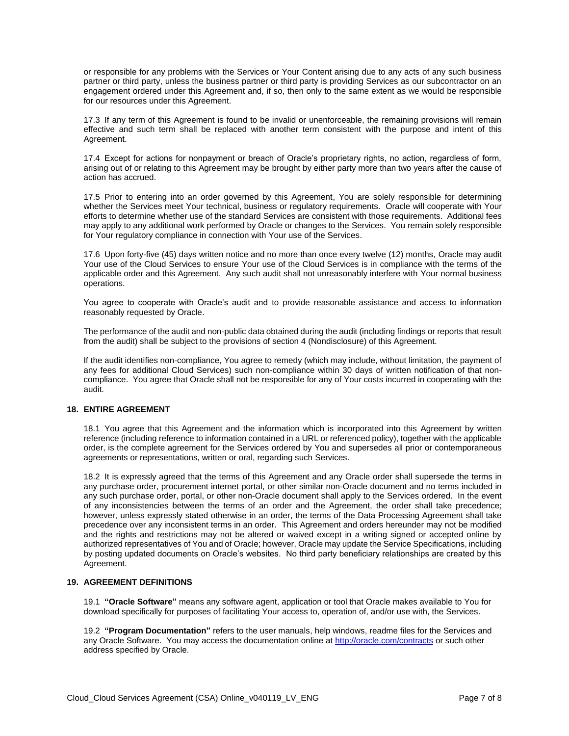or responsible for any problems with the Services or Your Content arising due to any acts of any such business partner or third party, unless the business partner or third party is providing Services as our subcontractor on an engagement ordered under this Agreement and, if so, then only to the same extent as we would be responsible for our resources under this Agreement.

17.3 If any term of this Agreement is found to be invalid or unenforceable, the remaining provisions will remain effective and such term shall be replaced with another term consistent with the purpose and intent of this Agreement.

17.4 Except for actions for nonpayment or breach of Oracle's proprietary rights, no action, regardless of form, arising out of or relating to this Agreement may be brought by either party more than two years after the cause of action has accrued.

17.5 Prior to entering into an order governed by this Agreement, You are solely responsible for determining whether the Services meet Your technical, business or regulatory requirements. Oracle will cooperate with Your efforts to determine whether use of the standard Services are consistent with those requirements. Additional fees may apply to any additional work performed by Oracle or changes to the Services. You remain solely responsible for Your regulatory compliance in connection with Your use of the Services.

17.6 Upon forty-five (45) days written notice and no more than once every twelve (12) months, Oracle may audit Your use of the Cloud Services to ensure Your use of the Cloud Services is in compliance with the terms of the applicable order and this Agreement. Any such audit shall not unreasonably interfere with Your normal business operations.

You agree to cooperate with Oracle's audit and to provide reasonable assistance and access to information reasonably requested by Oracle.

The performance of the audit and non-public data obtained during the audit (including findings or reports that result from the audit) shall be subject to the provisions of section 4 (Nondisclosure) of this Agreement.

If the audit identifies non-compliance, You agree to remedy (which may include, without limitation, the payment of any fees for additional Cloud Services) such non-compliance within 30 days of written notification of that non-compliance. You agree that Oracle shall not be responsible for any of Your costs incurred in cooperating with the audit.

## 18. ENTIRE AGREEMENT

18.1 You agree that this Agreement and the information which is incorporated into this Agreement by written reference (including reference to information contained in a URL or referenced policy), together with the applicable order, is the complete agreement for the Services ordered by You and supersedes all prior or contemporaneous agreements or representations, written or oral, regarding such Services.

18.2 It is expressly agreed that the terms of this Agreement and any Oracle order shall supersede the terms in any purchase order, procurement internet portal, or other similar non-Oracle document and no terms included in any such purchase order, portal, or other non-Oracle document shall apply to the Services ordered. In the event of any inconsistencies between the terms of an order and the Agreement, the order shall take precedence; however, unless expressly stated otherwise in an order, the terms of the Data Processing Agreement shall take precedence over any inconsistent terms in an order. This Agreement and orders hereunder may not be modified and the rights and restrictions may not be altered or waived except in a writing signed or accepted online by authorized representatives of You and of Oracle; however, Oracle may update the Service Specifications, including by posting updated documents on Oracle's websites. No third party beneficiary relationships are created by this Agreement.

## 19. AGREEMENT DEFINITIONS

19.1 **"Oracle Software"** means any software agent, application or tool that Oracle makes available to You for download specifically for purposes of facilitating Your access to, operation of, and/or use with, the Services.

19.2 **"Program Documentation"** refers to the user manuals, help windows, readme files for the Services and any Oracle Software. You may access the documentation online at [http://oracle.com/contracts](http://oracle.com/contracts) or such other address specified by Oracle.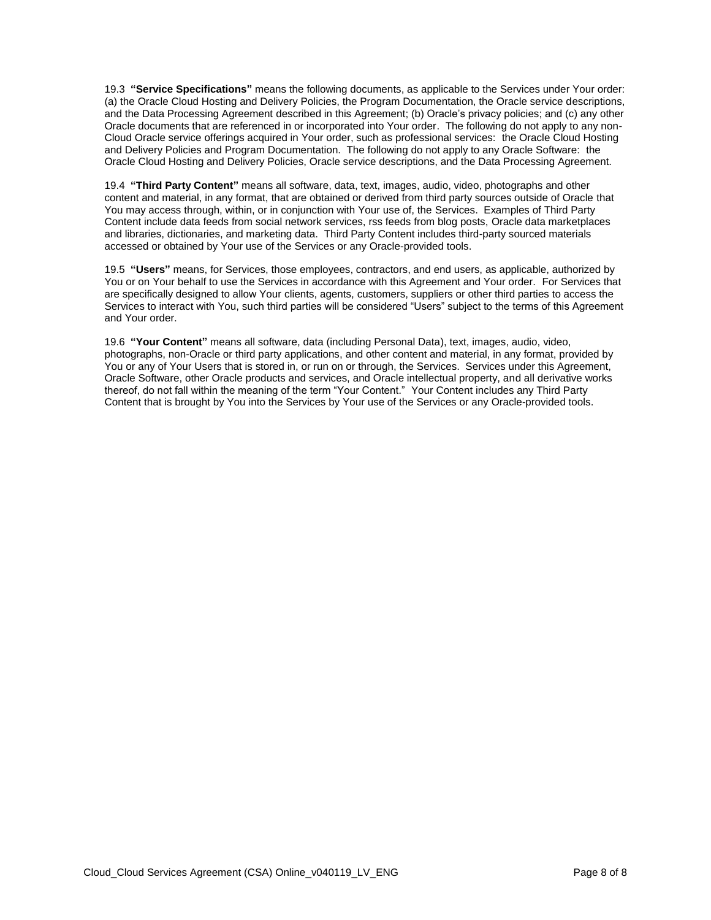19.3 **"Service Specifications"** means the following documents, as applicable to the Services under Your order: (a) the Oracle Cloud Hosting and Delivery Policies, the Program Documentation, the Oracle service descriptions, and the Data Processing Agreement described in this Agreement; (b) Oracle's privacy policies; and (c) any other Oracle documents that are referenced in or incorporated into Your order. The following do not apply to any non-Cloud Oracle service offerings acquired in Your order, such as professional services: the Oracle Cloud Hosting and Delivery Policies and Program Documentation. The following do not apply to any Oracle Software: the Oracle Cloud Hosting and Delivery Policies, Oracle service descriptions, and the Data Processing Agreement.

19.4 **"Third Party Content"** means all software, data, text, images, audio, video, photographs and other content and material, in any format, that are obtained or derived from third party sources outside of Oracle that You may access through, within, or in conjunction with Your use of, the Services. Examples of Third Party Content include data feeds from social network services, rss feeds from blog posts, Oracle data marketplaces and libraries, dictionaries, and marketing data. Third Party Content includes third-party sourced materials accessed or obtained by Your use of the Services or any Oracle-provided tools.

19.5 **"Users"** means, for Services, those employees, contractors, and end users, as applicable, authorized by You or on Your behalf to use the Services in accordance with this Agreement and Your order. For Services that are specifically designed to allow Your clients, agents, customers, suppliers or other third parties to access the Services to interact with You, such third parties will be considered "Users" subject to the terms of this Agreement and Your order.

19.6 **"Your Content"** means all software, data (including Personal Data), text, images, audio, video, photographs, non-Oracle or third party applications, and other content and material, in any format, provided by You or any of Your Users that is stored in, or run on or through, the Services. Services under this Agreement, Oracle Software, other Oracle products and services, and Oracle intellectual property, and all derivative works thereof, do not fall within the meaning of the term "Your Content." Your Content includes any Third Party Content that is brought by You into the Services by Your use of the Services or any Oracle-provided tools.